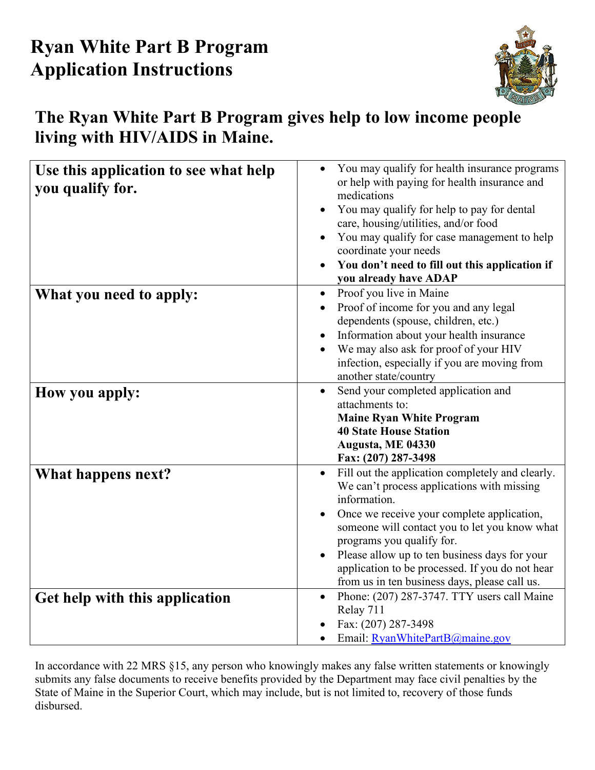# Ryan White Part B Program Application Instructions

## The Ryan White Part B Program gives help to low income people living with HIV/AIDS in Maine.

| | |
|---|---|
| **Use this application to see what help you qualify for.** | • You may qualify for health insurance programs or help with paying for health insurance and medications<br>• You may qualify for help to pay for dental care, housing/utilities, and/or food<br>• You may qualify for case management to help coordinate your needs<br>• **You don't need to fill out this application if you already have ADAP** |
| **What you need to apply:** | • Proof you live in Maine<br>• Proof of income for you and any legal dependents (spouse, children, etc.)<br>• Information about your health insurance<br>• We may also ask for proof of your HIV infection, especially if you are moving from another state/country |
| **How you apply:** | • Send your completed application and attachments to:<br>**Maine Ryan White Program**<br>**40 State House Station**<br>**Augusta, ME 04330**<br>**Fax: (207) 287-3498** |
| **What happens next?** | • Fill out the application completely and clearly. We can't process applications with missing information.<br>• Once we receive your complete application, someone will contact you to let you know what programs you qualify for.<br>• Please allow up to ten business days for your application to be processed. If you do not hear from us in ten business days, please call us. |
| **Get help with this application** | • Phone: (207) 287-3747. TTY users call Maine Relay 711<br>• Fax: (207) 287-3498<br>• Email: RyanWhitePartB@maine.gov |

In accordance with 22 MRS §15, any person who knowingly makes any false written statements or knowingly submits any false documents to receive benefits provided by the Department may face civil penalties by the State of Maine in the Superior Court, which may include, but is not limited to, recovery of those funds disbursed.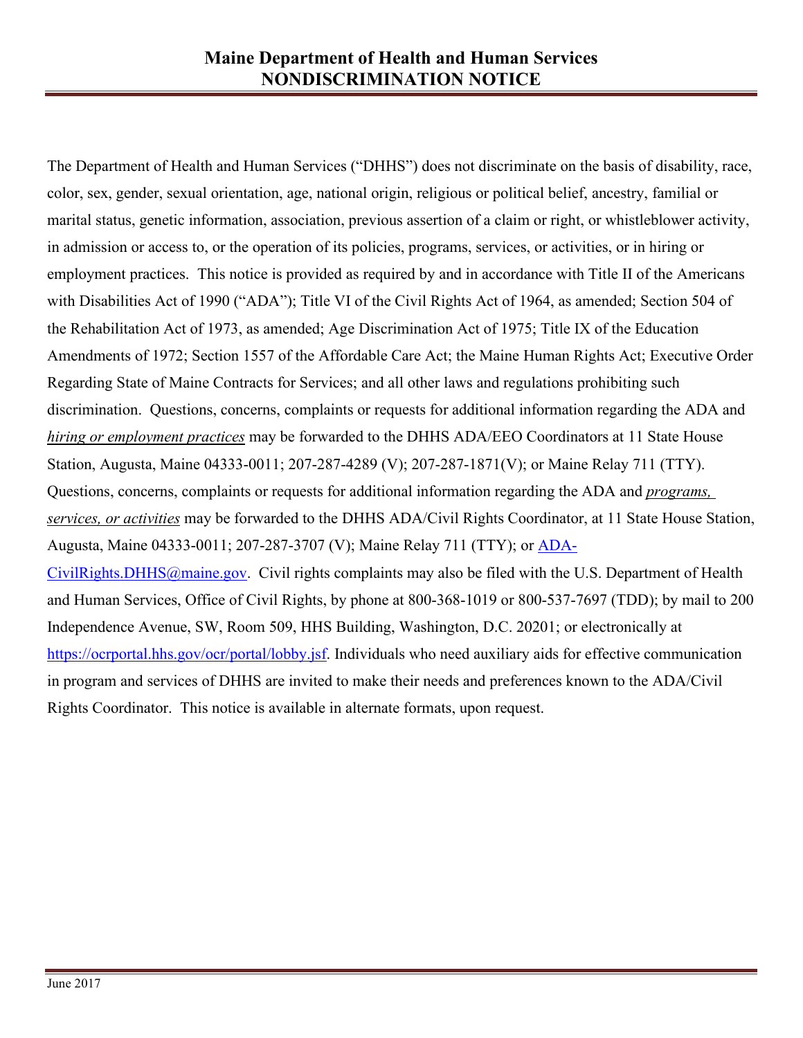# Maine Department of Health and Human Services
# NONDISCRIMINATION NOTICE

The Department of Health and Human Services ("DHHS") does not discriminate on the basis of disability, race, color, sex, gender, sexual orientation, age, national origin, religious or political belief, ancestry, familial or marital status, genetic information, association, previous assertion of a claim or right, or whistleblower activity, in admission or access to, or the operation of its policies, programs, services, or activities, or in hiring or employment practices. This notice is provided as required by and in accordance with Title II of the Americans with Disabilities Act of 1990 ("ADA"); Title VI of the Civil Rights Act of 1964, as amended; Section 504 of the Rehabilitation Act of 1973, as amended; Age Discrimination Act of 1975; Title IX of the Education Amendments of 1972; Section 1557 of the Affordable Care Act; the Maine Human Rights Act; Executive Order Regarding State of Maine Contracts for Services; and all other laws and regulations prohibiting such discrimination. Questions, concerns, complaints or requests for additional information regarding the ADA and *hiring or employment practices* may be forwarded to the DHHS ADA/EEO Coordinators at 11 State House Station, Augusta, Maine 04333-0011; 207-287-4289 (V); 207-287-1871(V); or Maine Relay 711 (TTY). Questions, concerns, complaints or requests for additional information regarding the ADA and *programs, services, or activities* may be forwarded to the DHHS ADA/Civil Rights Coordinator, at 11 State House Station, Augusta, Maine 04333-0011; 207-287-3707 (V); Maine Relay 711 (TTY); or ADA-CivilRights.DHHS@maine.gov. Civil rights complaints may also be filed with the U.S. Department of Health and Human Services, Office of Civil Rights, by phone at 800-368-1019 or 800-537-7697 (TDD); by mail to 200 Independence Avenue, SW, Room 509, HHS Building, Washington, D.C. 20201; or electronically at https://ocrportal.hhs.gov/ocr/portal/lobby.jsf. Individuals who need auxiliary aids for effective communication in program and services of DHHS are invited to make their needs and preferences known to the ADA/Civil Rights Coordinator. This notice is available in alternate formats, upon request.

June 2017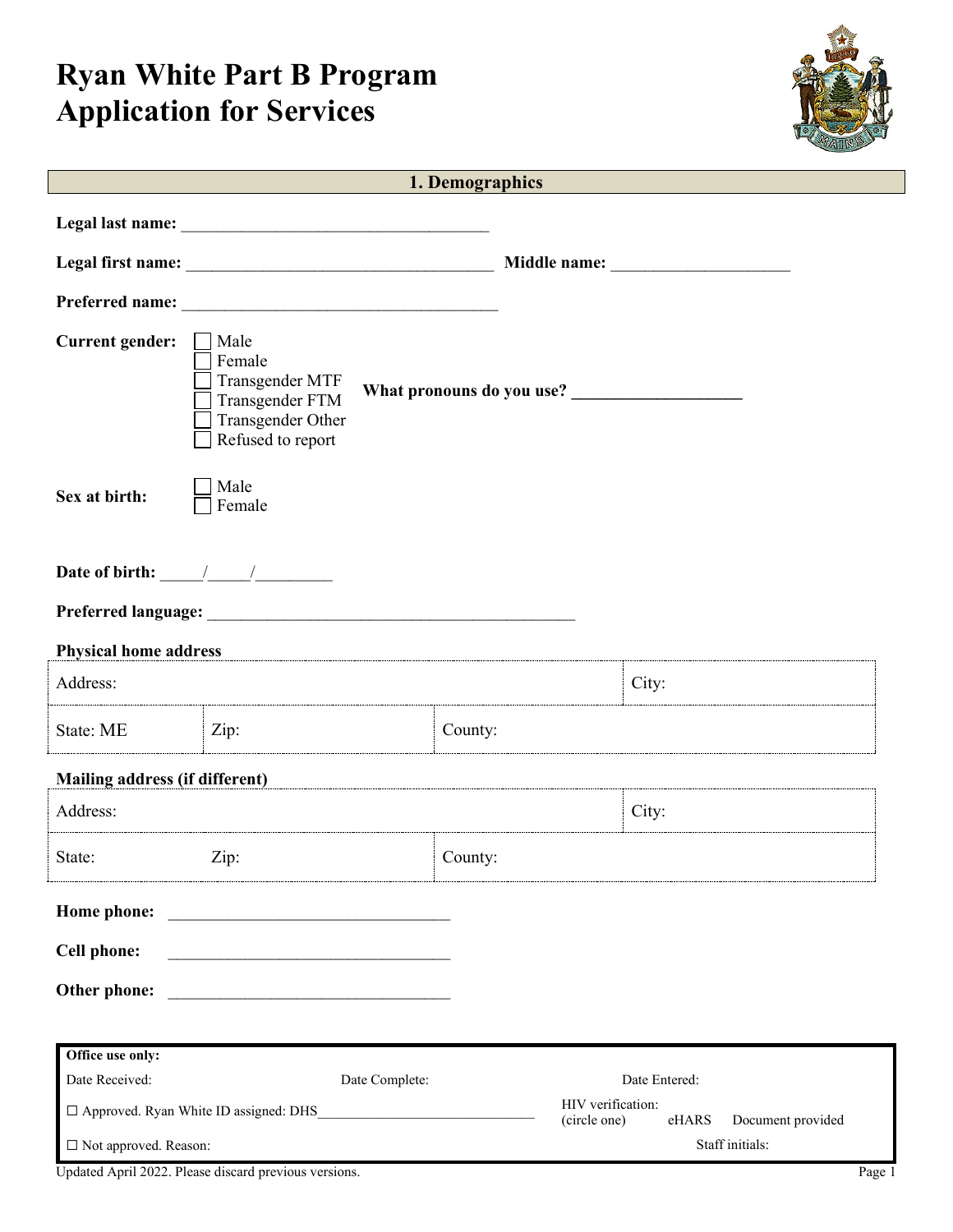# Ryan White Part B Program
# Application for Services

## 1. Demographics

**Legal last name:** ___________________________________

**Legal first name:** ___________________________________ **Middle name:** ____________________

**Preferred name:** ___________________________________

**Current gender:**
- ☐ Male
- ☐ Female
- ☐ Transgender MTF
- ☐ Transgender FTM
- ☐ Transgender Other
- ☐ Refused to report

**What pronouns do you use?** ___________________

**Sex at birth:**
- ☐ Male
- ☐ Female

**Date of birth:** _____/_____/_________

**Preferred language:** ___________________________________________

**Physical home address**

| Address: | | | City: |
|---|---|---|---|
| State: ME | Zip: | County: | |

**Mailing address (if different)**

| Address: | | | City: |
|---|---|---|---|
| State: | Zip: | County: | |

**Home phone:** _________________________________

**Cell phone:** _________________________________

**Other phone:** _________________________________

| **Office use only:** | | |
|---|---|---|
| Date Received: | Date Complete: | Date Entered: |
| ☐ Approved. Ryan White ID assigned: DHS_____________________________ | | HIV verification: (circle one) eHARS Document provided |
| ☐ Not approved. Reason: | | Staff initials: |

Updated April 2022. Please discard previous versions.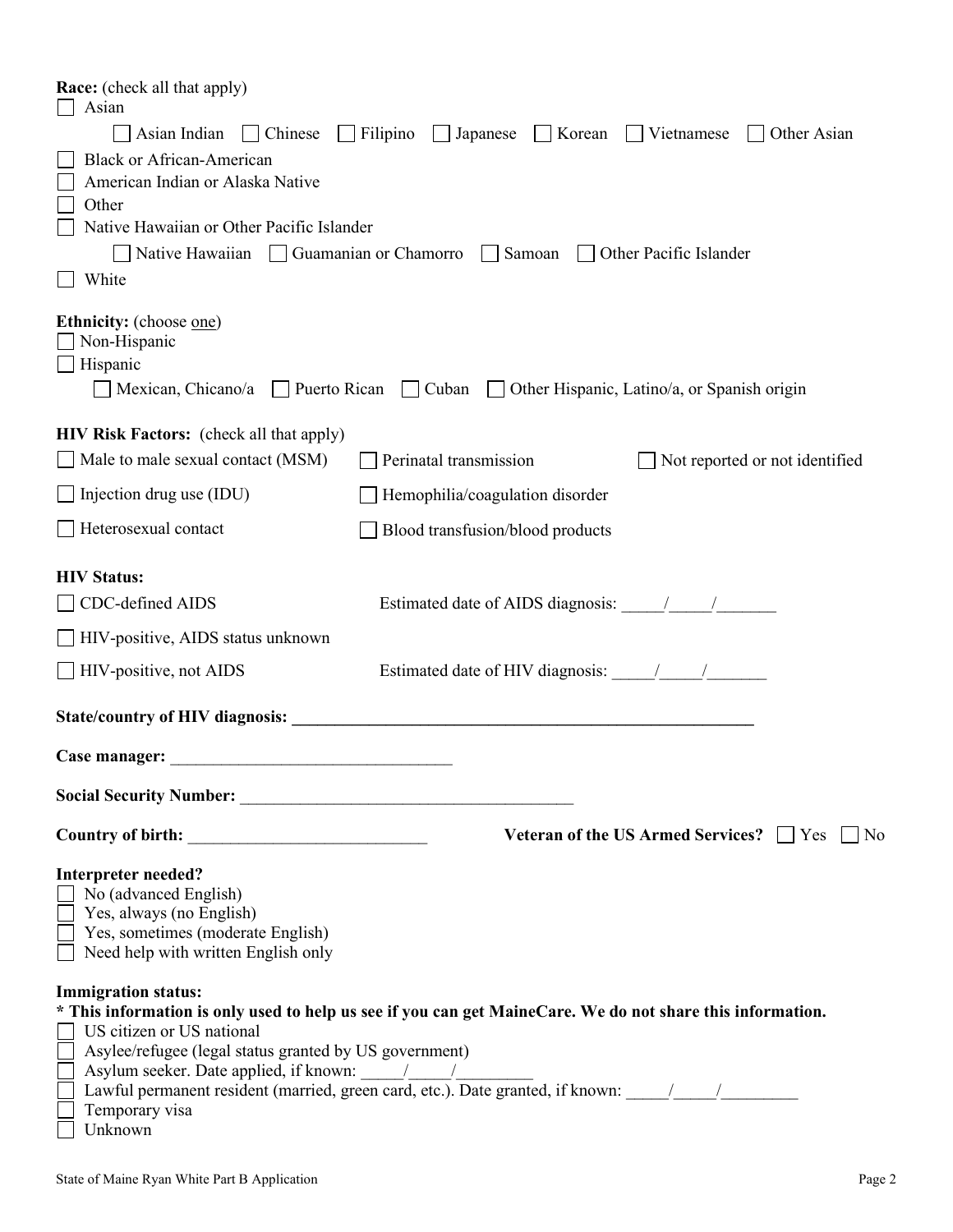**Race:** (check all that apply)

- ☐ Asian
  - ☐ Asian Indian ☐ Chinese ☐ Filipino ☐ Japanese ☐ Korean ☐ Vietnamese ☐ Other Asian
- ☐ Black or African-American
- ☐ American Indian or Alaska Native
- ☐ Other
- ☐ Native Hawaiian or Other Pacific Islander
  - ☐ Native Hawaiian ☐ Guamanian or Chamorro ☐ Samoan ☐ Other Pacific Islander
- ☐ White

**Ethnicity:** (choose one)

- ☐ Non-Hispanic
- ☐ Hispanic
  - ☐ Mexican, Chicano/a ☐ Puerto Rican ☐ Cuban ☐ Other Hispanic, Latino/a, or Spanish origin

**HIV Risk Factors:** (check all that apply)

- ☐ Male to male sexual contact (MSM)
- ☐ Injection drug use (IDU)
- ☐ Heterosexual contact
- ☐ Perinatal transmission
- ☐ Hemophilia/coagulation disorder
- ☐ Blood transfusion/blood products
- ☐ Not reported or not identified

**HIV Status:**

- ☐ CDC-defined AIDS — Estimated date of AIDS diagnosis: _____/_____/_______
- ☐ HIV-positive, AIDS status unknown
- ☐ HIV-positive, not AIDS — Estimated date of HIV diagnosis: _____/_____/_______

**State/country of HIV diagnosis:** ________________________________________________________

**Case manager:** ________________________________

**Social Security Number:** ______________________________________

**Country of birth:** ___________________________ **Veteran of the US Armed Services?** ☐ Yes ☐ No

**Interpreter needed?**

- ☐ No (advanced English)
- ☐ Yes, always (no English)
- ☐ Yes, sometimes (moderate English)
- ☐ Need help with written English only

**Immigration status:**

**\* This information is only used to help us see if you can get MaineCare. We do not share this information.**

- ☐ US citizen or US national
- ☐ Asylee/refugee (legal status granted by US government)
- ☐ Asylum seeker. Date applied, if known: _____/_____/_________
- ☐ Lawful permanent resident (married, green card, etc.). Date granted, if known: _____/_____/_________
- ☐ Temporary visa
- ☐ Unknown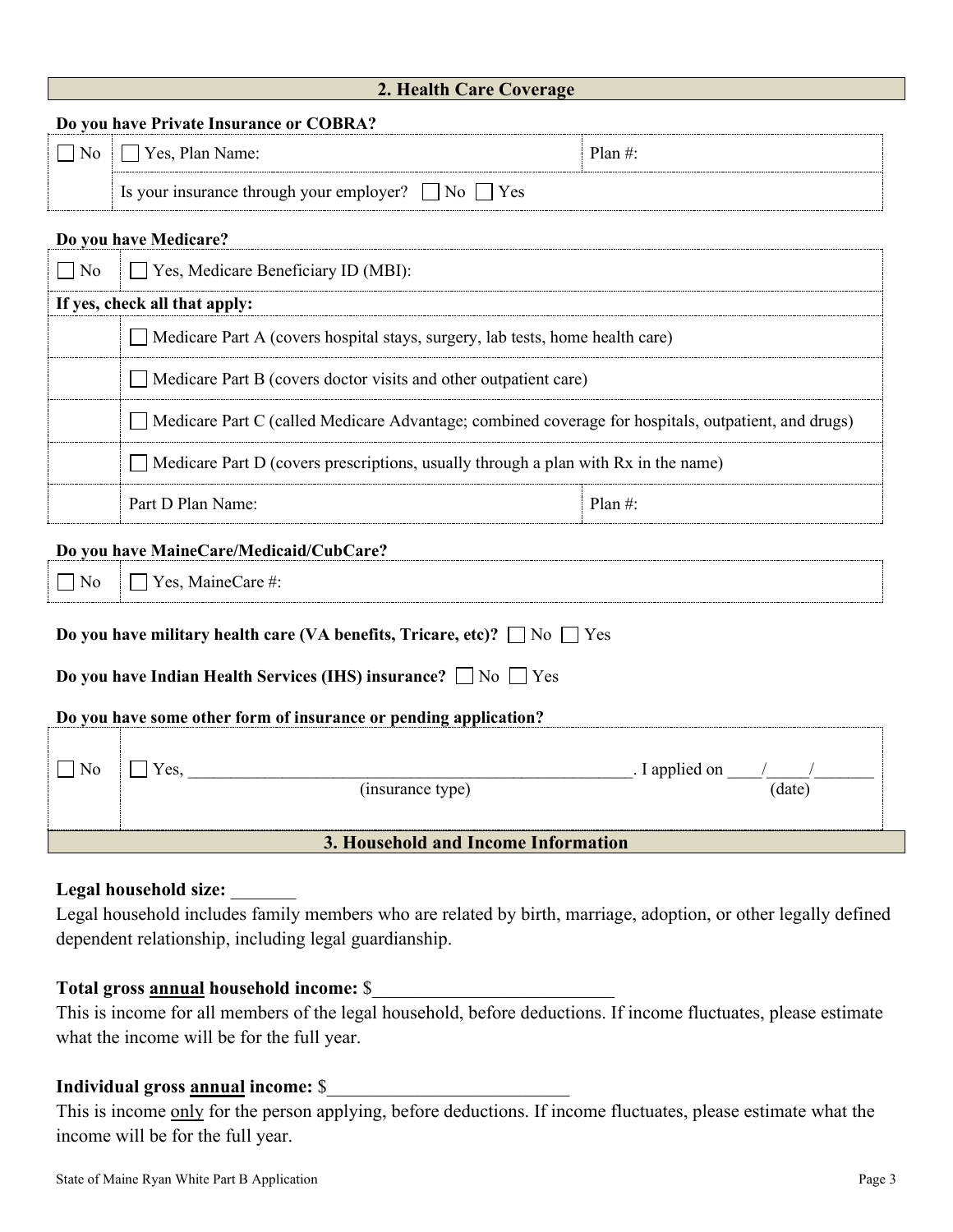## 2. Health Care Coverage

**Do you have Private Insurance or COBRA?**

| | | |
|---|---|---|
| ☐ No | ☐ Yes, Plan Name: | Plan #: |
| | Is your insurance through your employer? ☐ No ☐ Yes | |

**Do you have Medicare?**

| | | |
|---|---|---|
| ☐ No | ☐ Yes, Medicare Beneficiary ID (MBI): | |
| **If yes, check all that apply:** | | |
| | ☐ Medicare Part A (covers hospital stays, surgery, lab tests, home health care) | |
| | ☐ Medicare Part B (covers doctor visits and other outpatient care) | |
| | ☐ Medicare Part C (called Medicare Advantage; combined coverage for hospitals, outpatient, and drugs) | |
| | ☐ Medicare Part D (covers prescriptions, usually through a plan with Rx in the name) | |
| | Part D Plan Name: | Plan #: |

**Do you have MaineCare/Medicaid/CubCare?**

| | |
|---|---|
| ☐ No | ☐ Yes, MaineCare #: |

**Do you have military health care (VA benefits, Tricare, etc)?** ☐ No ☐ Yes

**Do you have Indian Health Services (IHS) insurance?** ☐ No ☐ Yes

**Do you have some other form of insurance or pending application?**

| | |
|---|---|
| ☐ No | ☐ Yes, ______________________________________ (insurance type). I applied on ____/_____/_______ (date) |

## 3. Household and Income Information

**Legal household size:** _______

Legal household includes family members who are related by birth, marriage, adoption, or other legally defined dependent relationship, including legal guardianship.

**Total gross <u>annual</u> household income:** $__________________________

This is income for all members of the legal household, before deductions. If income fluctuates, please estimate what the income will be for the full year.

**Individual gross <u>annual</u> income:** $__________________________

This is income <u>only</u> for the person applying, before deductions. If income fluctuates, please estimate what the income will be for the full year.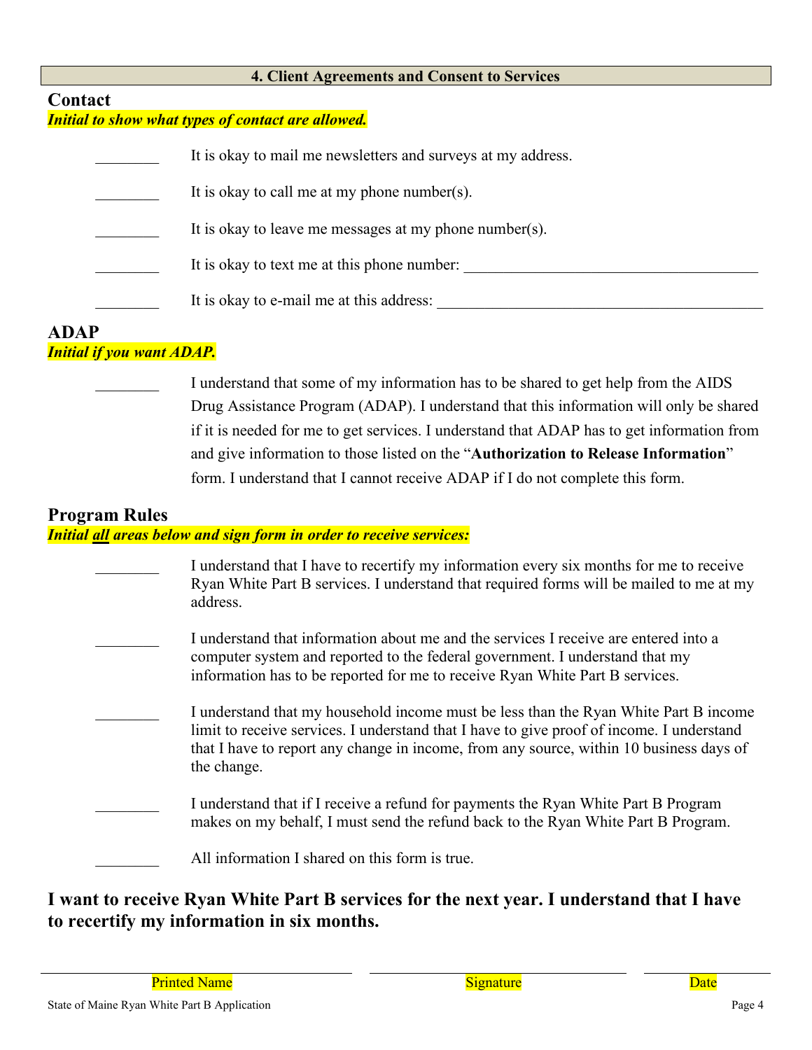## 4. Client Agreements and Consent to Services

### Contact

***Initial to show what types of contact are allowed.***

________ It is okay to mail me newsletters and surveys at my address.

________ It is okay to call me at my phone number(s).

________ It is okay to leave me messages at my phone number(s).

________ It is okay to text me at this phone number: ______________________________________

________ It is okay to e-mail me at this address: __________________________________________

### ADAP

***Initial if you want ADAP.***

________ I understand that some of my information has to be shared to get help from the AIDS Drug Assistance Program (ADAP). I understand that this information will only be shared if it is needed for me to get services. I understand that ADAP has to get information from and give information to those listed on the "**Authorization to Release Information**" form. I understand that I cannot receive ADAP if I do not complete this form.

### Program Rules

***Initial all areas below and sign form in order to receive services:***

________ I understand that I have to recertify my information every six months for me to receive Ryan White Part B services. I understand that required forms will be mailed to me at my address.

________ I understand that information about me and the services I receive are entered into a computer system and reported to the federal government. I understand that my information has to be reported for me to receive Ryan White Part B services.

________ I understand that my household income must be less than the Ryan White Part B income limit to receive services. I understand that I have to give proof of income. I understand that I have to report any change in income, from any source, within 10 business days of the change.

________ I understand that if I receive a refund for payments the Ryan White Part B Program makes on my behalf, I must send the refund back to the Ryan White Part B Program.

________ All information I shared on this form is true.

**I want to receive Ryan White Part B services for the next year. I understand that I have to recertify my information in six months.**

| ______________________________ | ______________________________ | ______________ |
|---|---|---|
| Printed Name | Signature | Date |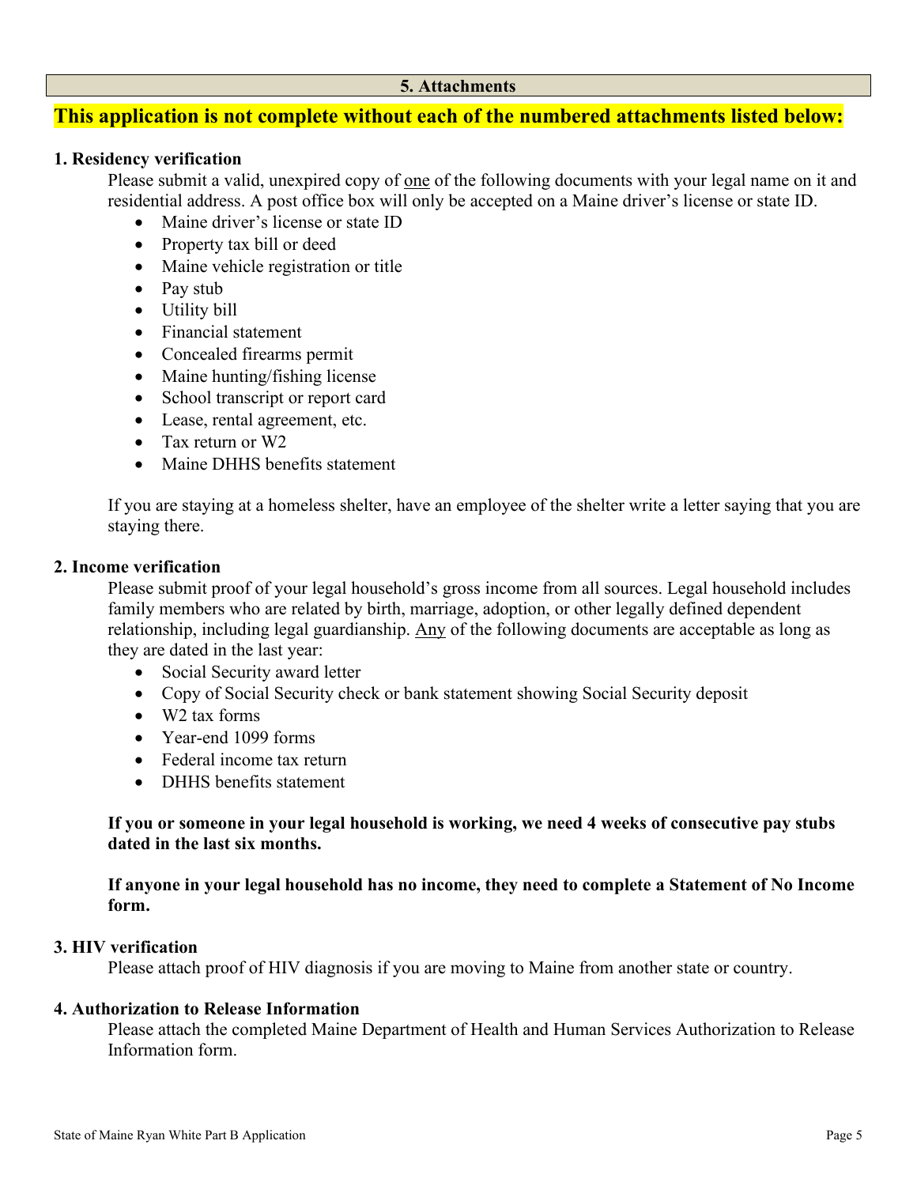## 5. Attachments

**This application is not complete without each of the numbered attachments listed below:**

**1. Residency verification**

Please submit a valid, unexpired copy of one of the following documents with your legal name on it and residential address. A post office box will only be accepted on a Maine driver's license or state ID.

- Maine driver's license or state ID
- Property tax bill or deed
- Maine vehicle registration or title
- Pay stub
- Utility bill
- Financial statement
- Concealed firearms permit
- Maine hunting/fishing license
- School transcript or report card
- Lease, rental agreement, etc.
- Tax return or W2
- Maine DHHS benefits statement

If you are staying at a homeless shelter, have an employee of the shelter write a letter saying that you are staying there.

**2. Income verification**

Please submit proof of your legal household's gross income from all sources. Legal household includes family members who are related by birth, marriage, adoption, or other legally defined dependent relationship, including legal guardianship. Any of the following documents are acceptable as long as they are dated in the last year:

- Social Security award letter
- Copy of Social Security check or bank statement showing Social Security deposit
- W2 tax forms
- Year-end 1099 forms
- Federal income tax return
- DHHS benefits statement

**If you or someone in your legal household is working, we need 4 weeks of consecutive pay stubs dated in the last six months.**

**If anyone in your legal household has no income, they need to complete a Statement of No Income form.**

**3. HIV verification**

Please attach proof of HIV diagnosis if you are moving to Maine from another state or country.

**4. Authorization to Release Information**

Please attach the completed Maine Department of Health and Human Services Authorization to Release Information form.